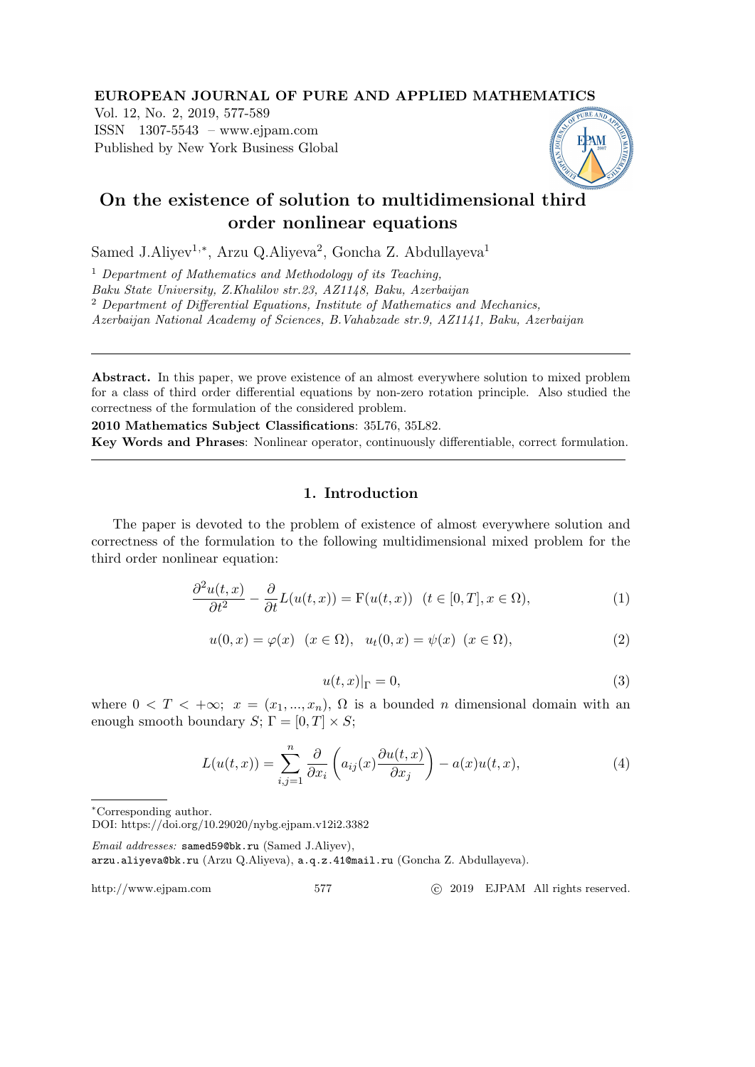# On the existence of solution to multidimensional third order nonlinear equations

Samed J.Aliyev[1,*], Arzu Q.Aliyeva[2], Goncha Z. Abdullayeva[1]

[1] *Department of Mathematics and Methodology of its Teaching, Baku State University, Z.Khalilov str.23, AZ1148, Baku, Azerbaijan*

[2] *Department of Differential Equations, Institute of Mathematics and Mechanics, Azerbaijan National Academy of Sciences, B.Vahabzade str.9, AZ1141, Baku, Azerbaijan*

---

**Abstract.** In this paper, we prove existence of an almost everywhere solution to mixed problem for a class of third order differential equations by non-zero rotation principle. Also studied the correctness of the formulation of the considered problem.

**2010 Mathematics Subject Classifications**: 35L76, 35L82.

**Key Words and Phrases**: Nonlinear operator, continuously differentiable, correct formulation.

---

## 1. Introduction

The paper is devoted to the problem of existence of almost everywhere solution and correctness of the formulation to the following multidimensional mixed problem for the third order nonlinear equation:

$$\frac{\partial^2 u(t,x)}{\partial t^2} - \frac{\partial}{\partial t} L(u(t,x)) = \mathrm{F}(u(t,x)) \quad (t \in [0,T], x \in \Omega), \tag{1}$$

$$u(0,x) = \varphi(x) \quad (x \in \Omega), \quad u_t(0,x) = \psi(x) \quad (x \in \Omega), \tag{2}$$

$$u(t,x)|_{\Gamma} = 0, \tag{3}$$

where $0 < T < +\infty$; $x = (x_1, ..., x_n)$, $\Omega$ is a bounded $n$ dimensional domain with an enough smooth boundary $S$; $\Gamma = [0,T] \times S$;

$$L(u(t,x)) = \sum_{i,j=1}^{n} \frac{\partial}{\partial x_i} \left( a_{ij}(x) \frac{\partial u(t,x)}{\partial x_j} \right) - a(x)u(t,x), \tag{4}$$

---

*Corresponding author.

DOI: https://doi.org/10.29020/nybg.ejpam.v12i2.3382

*Email addresses:* samed59@bk.ru (Samed J.Aliyev), arzu.aliyeva@bk.ru (Arzu Q.Aliyeva), a.q.z.41@mail.ru (Goncha Z. Abdullayeva).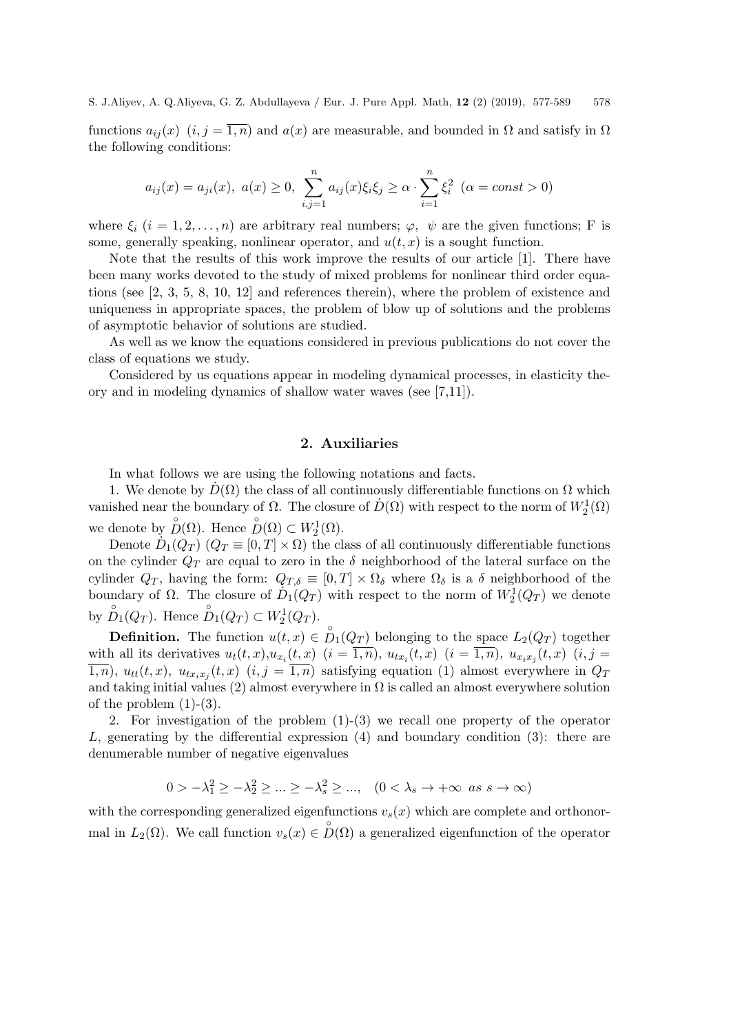functions $a_{ij}(x)$ $(i,j=\overline{1,n})$ and $a(x)$ are measurable, and bounded in $\Omega$ and satisfy in $\Omega$ the following conditions:

$$a_{ij}(x)=a_{ji}(x),\ a(x)\geq 0,\ \sum_{i,j=1}^{n}a_{ij}(x)\xi_i\xi_j\geq\alpha\cdot\sum_{i=1}^{n}\xi_i^2\ \ (\alpha=const>0)$$

where $\xi_i$ $(i=1,2,\ldots,n)$ are arbitrary real numbers; $\varphi$, $\psi$ are the given functions; F is some, generally speaking, nonlinear operator, and $u(t,x)$ is a sought function.

Note that the results of this work improve the results of our article [1]. There have been many works devoted to the study of mixed problems for nonlinear third order equations (see [2, 3, 5, 8, 10, 12] and references therein), where the problem of existence and uniqueness in appropriate spaces, the problem of blow up of solutions and the problems of asymptotic behavior of solutions are studied.

As well as we know the equations considered in previous publications do not cover the class of equations we study.

Considered by us equations appear in modeling dynamical processes, in elasticity theory and in modeling dynamics of shallow water waves (see [7,11]).

## 2. Auxiliaries

In what follows we are using the following notations and facts.

1. We denote by $\dot{D}(\Omega)$ the class of all continuously differentiable functions on $\Omega$ which vanished near the boundary of $\Omega$. The closure of $\dot{D}(\Omega)$ with respect to the norm of $W_2^1(\Omega)$ we denote by $\overset{\circ}{D}(\Omega)$. Hence $\overset{\circ}{D}(\Omega)\subset W_2^1(\Omega)$.

Denote $\dot{D}_1(Q_T)$ $(Q_T\equiv[0,T]\times\Omega)$ the class of all continuously differentiable functions on the cylinder $Q_T$ are equal to zero in the $\delta$ neighborhood of the lateral surface on the cylinder $Q_T$, having the form: $Q_{T,\delta}\equiv[0,T]\times\Omega_\delta$ where $\Omega_\delta$ is a $\delta$ neighborhood of the boundary of $\Omega$. The closure of $\dot{D}_1(Q_T)$ with respect to the norm of $W_2^1(Q_T)$ we denote by $\overset{\circ}{D}_1(Q_T)$. Hence $\overset{\circ}{D}_1(Q_T)\subset W_2^1(Q_T)$.

**Definition.** The function $u(t,x)\in\overset{\circ}{D}_1(Q_T)$ belonging to the space $L_2(Q_T)$ together with all its derivatives $u_t(t,x)$,$u_{x_i}(t,x)$ $(i=\overline{1,n})$, $u_{tx_i}(t,x)$ $(i=\overline{1,n})$, $u_{x_ix_j}(t,x)$ $(i,j=\overline{1,n})$, $u_{tt}(t,x)$, $u_{tx_ix_j}(t,x)$ $(i,j=\overline{1,n})$ satisfying equation (1) almost everywhere in $Q_T$ and taking initial values (2) almost everywhere in $\Omega$ is called an almost everywhere solution of the problem (1)-(3).

2. For investigation of the problem (1)-(3) we recall one property of the operator $L$, generating by the differential expression (4) and boundary condition (3): there are denumerable number of negative eigenvalues

$$0>-\lambda_1^2\geq-\lambda_2^2\geq\ldots\geq-\lambda_s^2\geq\ldots,\quad(0<\lambda_s\to+\infty\ \ as\ s\to\infty)$$

with the corresponding generalized eigenfunctions $v_s(x)$ which are complete and orthonormal in $L_2(\Omega)$. We call function $v_s(x)\in\overset{\circ}{D}(\Omega)$ a generalized eigenfunction of the operator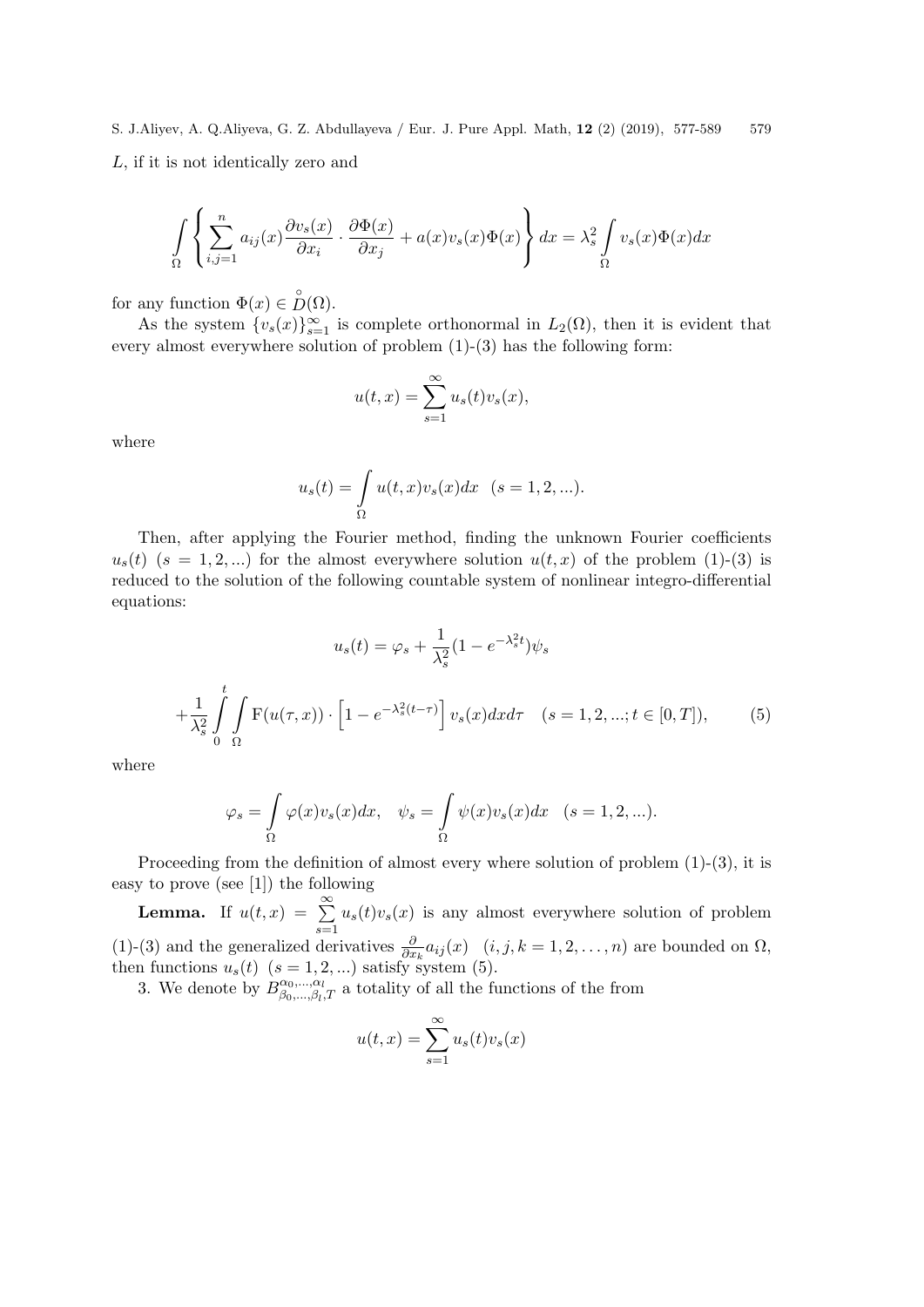$L$, if it is not identically zero and

$$\int\limits_{\Omega} \left\{ \sum_{i,j=1}^{n} a_{ij}(x) \frac{\partial v_s(x)}{\partial x_i} \cdot \frac{\partial \Phi(x)}{\partial x_j} + a(x) v_s(x) \Phi(x) \right\} dx = \lambda_s^2 \int\limits_{\Omega} v_s(x) \Phi(x) dx$$

for any function $\Phi(x) \in \overset{\circ}{D}(\Omega)$.

As the system $\{v_s(x)\}_{s=1}^{\infty}$ is complete orthonormal in $L_2(\Omega)$, then it is evident that every almost everywhere solution of problem (1)-(3) has the following form:

$$u(t,x) = \sum_{s=1}^{\infty} u_s(t) v_s(x),$$

where

$$u_s(t) = \int\limits_{\Omega} u(t,x) v_s(x) dx \quad (s = 1, 2, ...).$$

Then, after applying the Fourier method, finding the unknown Fourier coefficients $u_s(t)$ $(s = 1, 2, ...)$ for the almost everywhere solution $u(t,x)$ of the problem (1)-(3) is reduced to the solution of the following countable system of nonlinear integro-differential equations:

$$u_s(t) = \varphi_s + \frac{1}{\lambda_s^2}(1 - e^{-\lambda_s^2 t})\psi_s$$

$$+ \frac{1}{\lambda_s^2} \int\limits_{0}^{t} \int\limits_{\Omega} \mathrm{F}(u(\tau,x)) \cdot \left[ 1 - e^{-\lambda_s^2 (t-\tau)} \right] v_s(x) dx d\tau \quad (s = 1, 2, ...; t \in [0,T]), \tag{5}$$

where

$$\varphi_s = \int\limits_{\Omega} \varphi(x) v_s(x) dx, \quad \psi_s = \int\limits_{\Omega} \psi(x) v_s(x) dx \quad (s = 1, 2, ...).$$

Proceeding from the definition of almost every where solution of problem (1)-(3), it is easy to prove (see [1]) the following

**Lemma.** If $u(t,x) = \sum\limits_{s=1}^{\infty} u_s(t) v_s(x)$ is any almost everywhere solution of problem (1)-(3) and the generalized derivatives $\frac{\partial}{\partial x_k} a_{ij}(x)$ $(i, j, k = 1, 2, \ldots, n)$ are bounded on $\Omega$, then functions $u_s(t)$ $(s = 1, 2, ...)$ satisfy system (5).

3. We denote by $B^{\alpha_0, \ldots, \alpha_l}_{\beta_0, \ldots, \beta_l, T}$ a totality of all the functions of the from

$$u(t,x) = \sum_{s=1}^{\infty} u_s(t) v_s(x)$$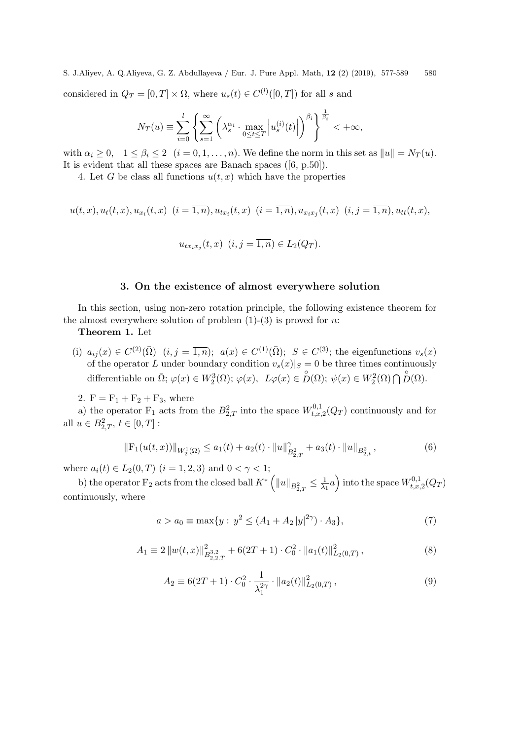considered in $Q_T = [0,T] \times \Omega$, where $u_s(t) \in C^{(l)}([0,T])$ for all $s$ and

$$N_T(u) \equiv \sum_{i=0}^{l} \left\{ \sum_{s=1}^{\infty} \left( \lambda_s^{\alpha_i} \cdot \max_{0 \le t \le T} \left| u_s^{(i)}(t) \right| \right)^{\beta_i} \right\}^{\frac{1}{\beta_i}} < +\infty,$$

with $\alpha_i \ge 0$, $\quad 1 \le \beta_i \le 2 \quad (i = 0, 1, \ldots, n)$. We define the norm in this set as $\|u\| = N_T(u)$. It is evident that all these spaces are Banach spaces ([6, p.50]).

4. Let $G$ be class all functions $u(t,x)$ which have the properties

$$u(t,x), u_t(t,x), u_{x_i}(t,x) \ \ (i = \overline{1,n}), u_{tx_i}(t,x) \ \ (i = \overline{1,n}), u_{x_i x_j}(t,x) \ \ (i,j = \overline{1,n}), u_{tt}(t,x),$$

$$u_{tx_i x_j}(t,x) \ \ (i,j = \overline{1,n}) \in L_2(Q_T).$$

## 3. On the existence of almost everywhere solution

In this section, using non-zero rotation principle, the following existence theorem for the almost everywhere solution of problem (1)-(3) is proved for $n$:

**Theorem 1.** Let

(i) $a_{ij}(x) \in C^{(2)}(\bar{\Omega}) \ \ (i,j = \overline{1,n})$; $a(x) \in C^{(1)}(\bar{\Omega})$; $S \in C^{(3)}$; the eigenfunctions $v_s(x)$ of the operator $L$ under boundary condition $v_s(x)|_S = 0$ be three times continuously differentiable on $\bar{\Omega}$; $\varphi(x) \in W_2^3(\Omega)$; $\varphi(x)$, $L\varphi(x) \in \overset{\circ}{D}(\Omega)$; $\psi(x) \in W_2^2(\Omega) \bigcap \overset{\circ}{D}(\Omega)$.

2. $\mathrm{F} = \mathrm{F}_1 + \mathrm{F}_2 + \mathrm{F}_3$, where

a) the operator $\mathrm{F}_1$ acts from the $B_{2,T}^2$ into the space $W_{t,x,2}^{0,1}(Q_T)$ continuously and for all $u \in B_{2,T}^2$, $t \in [0,T]$ :

$$\|\mathrm{F}_1(u(t,x))\|_{W_2^1(\Omega)} \le a_1(t) + a_2(t) \cdot \|u\|_{B_{2,T}^2}^{\gamma} + a_3(t) \cdot \|u\|_{B_{2,t}^2}, \tag{6}$$

where $a_i(t) \in L_2(0,T)$ $(i = 1,2,3)$ and $0 < \gamma < 1$;

b) the operator $\mathrm{F}_2$ acts from the closed ball $K^* \left( \|u\|_{B_{2,T}^2} \le \frac{1}{\lambda_1} a \right)$ into the space $W_{t,x,2}^{0,1}(Q_T)$ continuously, where

$$a > a_0 \equiv \max\{y : \ y^2 \le (A_1 + A_2 \, |y|^{2\gamma}) \cdot A_3\}, \tag{7}$$

$$A_1 \equiv 2 \, \|w(t,x)\|_{B_{2,2,T}^{3,2}}^2 + 6(2T+1) \cdot C_0^2 \cdot \|a_1(t)\|_{L_2(0,T)}^2, \tag{8}$$

$$A_2 \equiv 6(2T+1) \cdot C_0^2 \cdot \frac{1}{\lambda_1^{2\gamma}} \cdot \|a_2(t)\|_{L_2(0,T)}^2, \tag{9}$$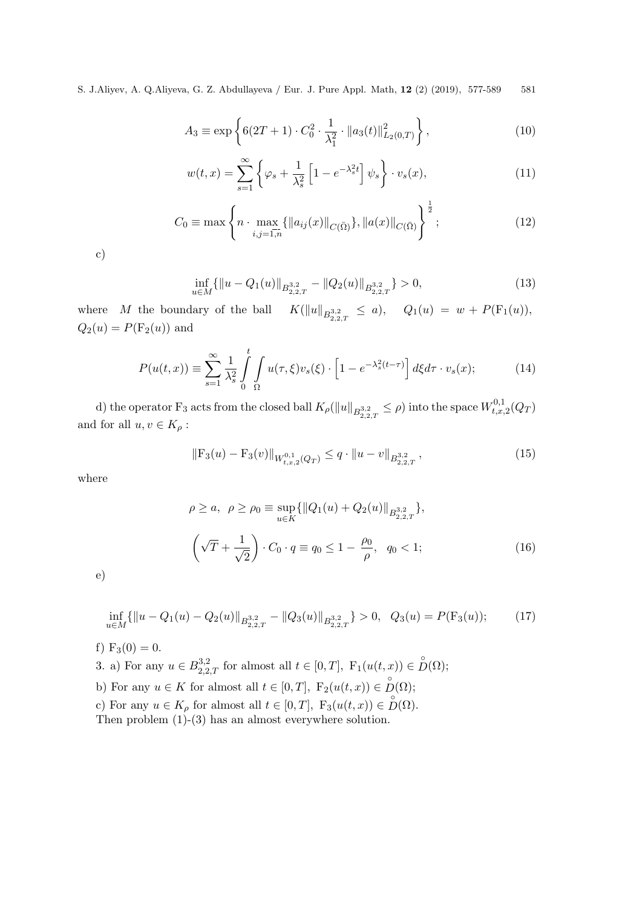$$A_3 \equiv \exp\left\{6(2T+1)\cdot C_0^2 \cdot \frac{1}{\lambda_1^2}\cdot \|a_3(t)\|^2_{L_2(0,T)}\right\}, \tag{10}$$

$$w(t,x) = \sum_{s=1}^{\infty}\left\{\varphi_s + \frac{1}{\lambda_s^2}\left[1 - e^{-\lambda_s^2 t}\right]\psi_s\right\}\cdot v_s(x), \tag{11}$$

$$C_0 \equiv \max\left\{n \cdot \max_{i,j=\overline{1,n}}\{\|a_{ij}(x)\|_{C(\bar\Omega)}\}, \|a(x)\|_{C(\bar\Omega)}\right\}^{\frac{1}{2}}; \tag{12}$$

c)

$$\inf_{u\in M}\{\|u - Q_1(u)\|_{B^{3,2}_{2,2,T}} - \|Q_2(u)\|_{B^{3,2}_{2,2,T}}\} > 0, \tag{13}$$

where $M$ the boundary of the ball $K(\|u\|_{B^{3,2}_{2,2,T}} \le a)$, $Q_1(u) = w + P(\mathrm{F}_1(u))$, $Q_2(u) = P(\mathrm{F}_2(u))$ and

$$P(u(t,x)) \equiv \sum_{s=1}^{\infty}\frac{1}{\lambda_s^2}\int_0^t\int_\Omega u(\tau,\xi)v_s(\xi)\cdot\left[1 - e^{-\lambda_s^2(t-\tau)}\right]d\xi d\tau\cdot v_s(x); \tag{14}$$

d) the operator $\mathrm{F}_3$ acts from the closed ball $K_\rho(\|u\|_{B^{3,2}_{2,2,T}} \le \rho)$ into the space $W^{0,1}_{t,x,2}(Q_T)$ and for all $u,v \in K_\rho$ :

$$\|\mathrm{F}_3(u) - \mathrm{F}_3(v)\|_{W^{0,1}_{t,x,2}(Q_T)} \le q\cdot\|u - v\|_{B^{3,2}_{2,2,T}}, \tag{15}$$

where

$$\rho \ge a,\ \ \rho \ge \rho_0 \equiv \sup_{u\in K}\{\|Q_1(u) + Q_2(u)\|_{B^{3,2}_{2,2,T}}\},$$

$$\left(\sqrt{T} + \frac{1}{\sqrt{2}}\right)\cdot C_0\cdot q \equiv q_0 \le 1 - \frac{\rho_0}{\rho},\ \ q_0 < 1; \tag{16}$$

e)

$$\inf_{u\in M}\{\|u - Q_1(u) - Q_2(u)\|_{B^{3,2}_{2,2,T}} - \|Q_3(u)\|_{B^{3,2}_{2,2,T}}\} > 0,\ \ Q_3(u) = P(\mathrm{F}_3(u)); \tag{17}$$

f) $\mathrm{F}_3(0) = 0$.

3. a) For any $u \in B^{3,2}_{2,2,T}$ for almost all $t \in [0,T]$, $\mathrm{F}_1(u(t,x)) \in \overset{\circ}{D}(\Omega)$;

b) For any $u \in K$ for almost all $t \in [0,T]$, $\mathrm{F}_2(u(t,x)) \in \overset{\circ}{D}(\Omega)$;

c) For any $u \in K_\rho$ for almost all $t \in [0,T]$, $\mathrm{F}_3(u(t,x)) \in \overset{\circ}{D}(\Omega)$.

Then problem (1)-(3) has an almost everywhere solution.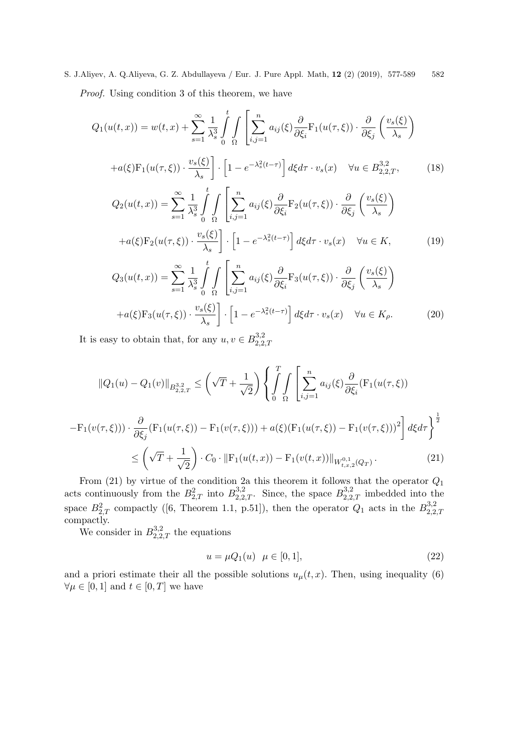*Proof.* Using condition 3 of this theorem, we have

$$Q_1(u(t,x)) = w(t,x) + \sum_{s=1}^{\infty} \frac{1}{\lambda_s^3} \int_0^t \int_\Omega \left[ \sum_{i,j=1}^n a_{ij}(\xi) \frac{\partial}{\partial \xi_i} \mathrm{F}_1(u(\tau,\xi)) \cdot \frac{\partial}{\partial \xi_j} \left( \frac{v_s(\xi)}{\lambda_s} \right) \right.$$

$$\left. + a(\xi) \mathrm{F}_1(u(\tau,\xi)) \cdot \frac{v_s(\xi)}{\lambda_s} \right] \cdot \left[ 1 - e^{-\lambda_s^2 (t-\tau)} \right] d\xi d\tau \cdot v_s(x) \quad \forall u \in B_{2,2,T}^{3,2}, \tag{18}$$

$$Q_2(u(t,x)) = \sum_{s=1}^{\infty} \frac{1}{\lambda_s^3} \int_0^t \int_\Omega \left[ \sum_{i,j=1}^n a_{ij}(\xi) \frac{\partial}{\partial \xi_i} \mathrm{F}_2(u(\tau,\xi)) \cdot \frac{\partial}{\partial \xi_j} \left( \frac{v_s(\xi)}{\lambda_s} \right) \right.$$

$$\left. + a(\xi) \mathrm{F}_2(u(\tau,\xi)) \cdot \frac{v_s(\xi)}{\lambda_s} \right] \cdot \left[ 1 - e^{-\lambda_s^2 (t-\tau)} \right] d\xi d\tau \cdot v_s(x) \quad \forall u \in K, \tag{19}$$

$$Q_3(u(t,x)) = \sum_{s=1}^{\infty} \frac{1}{\lambda_s^3} \int_0^t \int_\Omega \left[ \sum_{i,j=1}^n a_{ij}(\xi) \frac{\partial}{\partial \xi_i} \mathrm{F}_3(u(\tau,\xi)) \cdot \frac{\partial}{\partial \xi_j} \left( \frac{v_s(\xi)}{\lambda_s} \right) \right.$$

$$\left. + a(\xi) \mathrm{F}_3(u(\tau,\xi)) \cdot \frac{v_s(\xi)}{\lambda_s} \right] \cdot \left[ 1 - e^{-\lambda_s^2 (t-\tau)} \right] d\xi d\tau \cdot v_s(x) \quad \forall u \in K_\rho. \tag{20}$$

It is easy to obtain that, for any $u, v \in B_{2,2,T}^{3,2}$

$$\|Q_1(u) - Q_1(v)\|_{B_{2,2,T}^{3,2}} \le \left( \sqrt{T} + \frac{1}{\sqrt{2}} \right) \left\{ \int_0^T \int_\Omega \left[ \sum_{i,j=1}^n a_{ij}(\xi) \frac{\partial}{\partial \xi_i} (\mathrm{F}_1(u(\tau,\xi)) \right. \right.$$

$$\left. \left. - \mathrm{F}_1(v(\tau,\xi))) \cdot \frac{\partial}{\partial \xi_j} (\mathrm{F}_1(u(\tau,\xi)) - \mathrm{F}_1(v(\tau,\xi))) + a(\xi) (\mathrm{F}_1(u(\tau,\xi)) - \mathrm{F}_1(v(\tau,\xi)))^2 \right] d\xi d\tau \right\}^{\frac{1}{2}}$$

$$\le \left( \sqrt{T} + \frac{1}{\sqrt{2}} \right) \cdot C_0 \cdot \|\mathrm{F}_1(u(t,x)) - \mathrm{F}_1(v(t,x))\|_{W_{t,x,2}^{0,1}(Q_T)}. \tag{21}$$

From (21) by virtue of the condition 2a this theorem it follows that the operator $Q_1$ acts continuously from the $B_{2,T}^2$ into $B_{2,2,T}^{3,2}$. Since, the space $B_{2,2,T}^{3,2}$ imbedded into the space $B_{2,T}^2$ compactly ([6, Theorem 1.1, p.51]), then the operator $Q_1$ acts in the $B_{2,2,T}^{3,2}$ compactly.

We consider in $B_{2,2,T}^{3,2}$ the equations

$$u = \mu Q_1(u) \quad \mu \in [0,1], \tag{22}$$

and a priori estimate their all the possible solutions $u_\mu(t,x)$. Then, using inequality (6) $\forall \mu \in [0,1]$ and $t \in [0,T]$ we have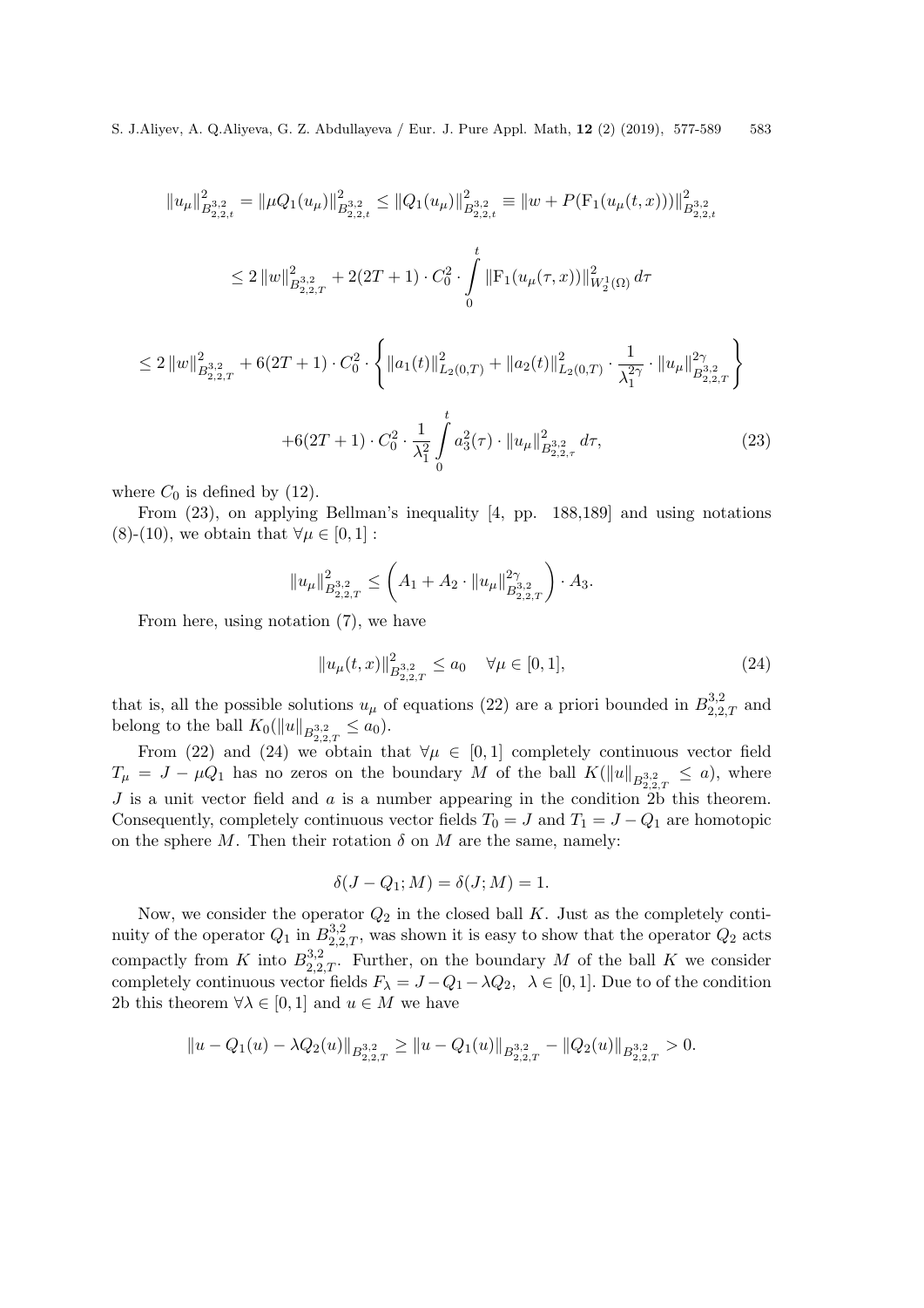$$\|u_\mu\|^2_{B^{3,2}_{2,2,t}} = \|\mu Q_1(u_\mu)\|^2_{B^{3,2}_{2,2,t}} \le \|Q_1(u_\mu)\|^2_{B^{3,2}_{2,2,t}} \equiv \|w + P(\mathrm{F}_1(u_\mu(t,x)))\|^2_{B^{3,2}_{2,2,t}}$$

$$\le 2\,\|w\|^2_{B^{3,2}_{2,2,T}} + 2(2T+1)\cdot C_0^2 \cdot \int\limits_0^t \|\mathrm{F}_1(u_\mu(\tau,x))\|^2_{W_2^1(\Omega)}\,d\tau$$

$$\le 2\,\|w\|^2_{B^{3,2}_{2,2,T}} + 6(2T+1)\cdot C_0^2 \cdot \left\{ \|a_1(t)\|^2_{L_2(0,T)} + \|a_2(t)\|^2_{L_2(0,T)} \cdot \frac{1}{\lambda_1^{2\gamma}} \cdot \|u_\mu\|^{2\gamma}_{B^{3,2}_{2,2,T}} \right\}$$

$$+6(2T+1)\cdot C_0^2 \cdot \frac{1}{\lambda_1^2} \int\limits_0^t a_3^2(\tau)\cdot \|u_\mu\|^2_{B^{3,2}_{2,2,\tau}}\,d\tau, \tag{23}$$

where $C_0$ is defined by (12).

From (23), on applying Bellman's inequality [4, pp. 188,189] and using notations (8)-(10), we obtain that $\forall \mu \in [0,1]$ :

$$\|u_\mu\|^2_{B^{3,2}_{2,2,T}} \le \left( A_1 + A_2 \cdot \|u_\mu\|^{2\gamma}_{B^{3,2}_{2,2,T}} \right) \cdot A_3.$$

From here, using notation (7), we have

$$\|u_\mu(t,x)\|^2_{B^{3,2}_{2,2,T}} \le a_0 \quad \forall \mu \in [0,1], \tag{24}$$

that is, all the possible solutions $u_\mu$ of equations (22) are a priori bounded in $B^{3,2}_{2,2,T}$ and belong to the ball $K_0(\|u\|_{B^{3,2}_{2,2,T}} \le a_0)$.

From (22) and (24) we obtain that $\forall \mu \in [0,1]$ completely continuous vector field $T_\mu = J - \mu Q_1$ has no zeros on the boundary $M$ of the ball $K(\|u\|_{B^{3,2}_{2,2,T}} \le a)$, where $J$ is a unit vector field and $a$ is a number appearing in the condition 2b this theorem. Consequently, completely continuous vector fields $T_0 = J$ and $T_1 = J - Q_1$ are homotopic on the sphere $M$. Then their rotation $\delta$ on $M$ are the same, namely:

$$\delta(J - Q_1; M) = \delta(J; M) = 1.$$

Now, we consider the operator $Q_2$ in the closed ball $K$. Just as the completely continuity of the operator $Q_1$ in $B^{3,2}_{2,2,T}$, was shown it is easy to show that the operator $Q_2$ acts compactly from $K$ into $B^{3,2}_{2,2,T}$. Further, on the boundary $M$ of the ball $K$ we consider completely continuous vector fields $F_\lambda = J - Q_1 - \lambda Q_2,\ \lambda \in [0,1]$. Due to of the condition 2b this theorem $\forall \lambda \in [0,1]$ and $u \in M$ we have

$$\|u - Q_1(u) - \lambda Q_2(u)\|_{B^{3,2}_{2,2,T}} \ge \|u - Q_1(u)\|_{B^{3,2}_{2,2,T}} - \|Q_2(u)\|_{B^{3,2}_{2,2,T}} > 0.$$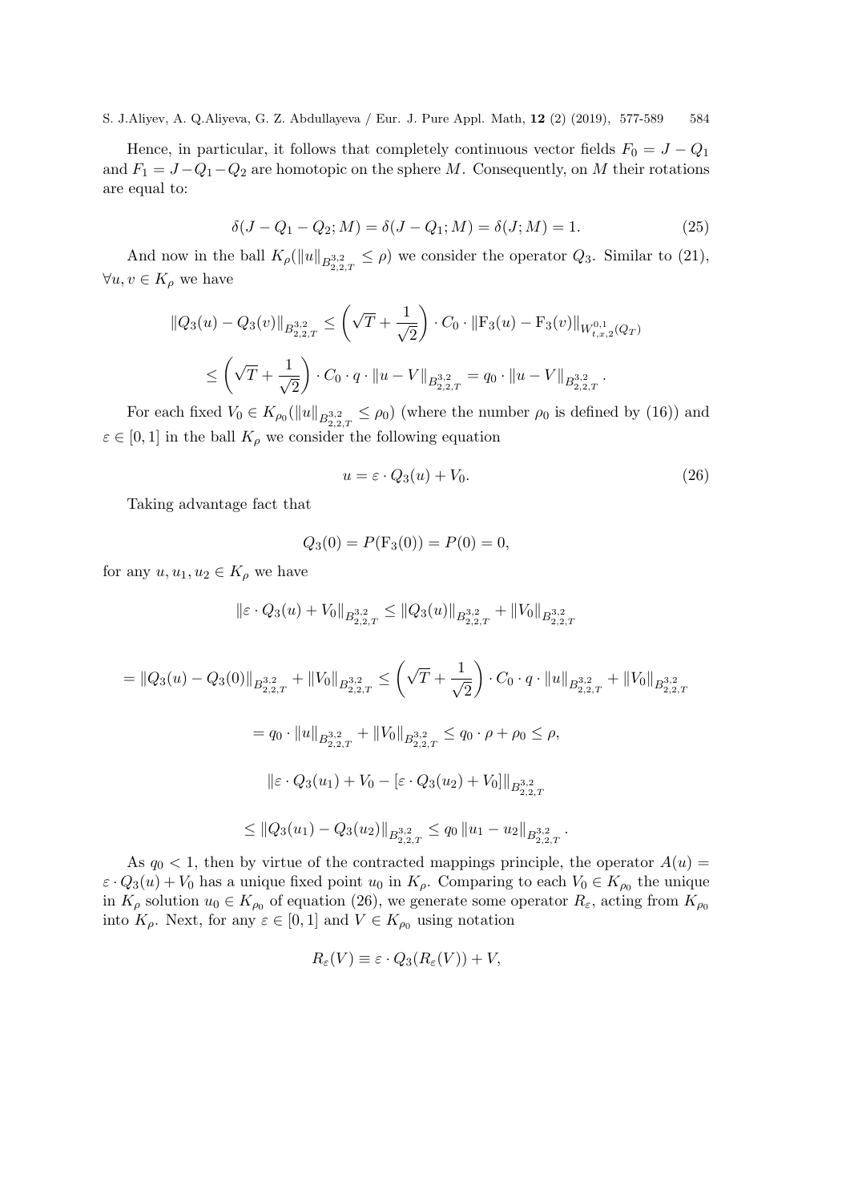Hence, in particular, it follows that completely continuous vector fields $F_0 = J - Q_1$ and $F_1 = J - Q_1 - Q_2$ are homotopic on the sphere $M$. Consequently, on $M$ their rotations are equal to:

$$\delta(J - Q_1 - Q_2; M) = \delta(J - Q_1; M) = \delta(J; M) = 1. \tag{25}$$

And now in the ball $K_\rho(\|u\|_{B^{3,2}_{2,2,T}} \leq \rho)$ we consider the operator $Q_3$. Similar to (21), $\forall u, v \in K_\rho$ we have

$$\|Q_3(u) - Q_3(v)\|_{B^{3,2}_{2,2,T}} \leq \left(\sqrt{T} + \frac{1}{\sqrt{2}}\right) \cdot C_0 \cdot \|\mathrm{F}_3(u) - \mathrm{F}_3(v)\|_{W^{0,1}_{t,x,2}(Q_T)}$$

$$\leq \left(\sqrt{T} + \frac{1}{\sqrt{2}}\right) \cdot C_0 \cdot q \cdot \|u - V\|_{B^{3,2}_{2,2,T}} = q_0 \cdot \|u - V\|_{B^{3,2}_{2,2,T}}.$$

For each fixed $V_0 \in K_{\rho_0}(\|u\|_{B^{3,2}_{2,2,T}} \leq \rho_0)$ (where the number $\rho_0$ is defined by (16)) and $\varepsilon \in [0,1]$ in the ball $K_\rho$ we consider the following equation

$$u = \varepsilon \cdot Q_3(u) + V_0. \tag{26}$$

Taking advantage fact that

$$Q_3(0) = P(\mathrm{F}_3(0)) = P(0) = 0,$$

for any $u, u_1, u_2 \in K_\rho$ we have

$$\|\varepsilon \cdot Q_3(u) + V_0\|_{B^{3,2}_{2,2,T}} \leq \|Q_3(u)\|_{B^{3,2}_{2,2,T}} + \|V_0\|_{B^{3,2}_{2,2,T}}$$

$$= \|Q_3(u) - Q_3(0)\|_{B^{3,2}_{2,2,T}} + \|V_0\|_{B^{3,2}_{2,2,T}} \leq \left(\sqrt{T} + \frac{1}{\sqrt{2}}\right) \cdot C_0 \cdot q \cdot \|u\|_{B^{3,2}_{2,2,T}} + \|V_0\|_{B^{3,2}_{2,2,T}}$$

$$= q_0 \cdot \|u\|_{B^{3,2}_{2,2,T}} + \|V_0\|_{B^{3,2}_{2,2,T}} \leq q_0 \cdot \rho + \rho_0 \leq \rho,$$

$$\|\varepsilon \cdot Q_3(u_1) + V_0 - [\varepsilon \cdot Q_3(u_2) + V_0]\|_{B^{3,2}_{2,2,T}}$$

$$\leq \|Q_3(u_1) - Q_3(u_2)\|_{B^{3,2}_{2,2,T}} \leq q_0 \|u_1 - u_2\|_{B^{3,2}_{2,2,T}}.$$

As $q_0 < 1$, then by virtue of the contracted mappings principle, the operator $A(u) = \varepsilon \cdot Q_3(u) + V_0$ has a unique fixed point $u_0$ in $K_\rho$. Comparing to each $V_0 \in K_{\rho_0}$ the unique in $K_\rho$ solution $u_0 \in K_{\rho_0}$ of equation (26), we generate some operator $R_\varepsilon$, acting from $K_{\rho_0}$ into $K_\rho$. Next, for any $\varepsilon \in [0,1]$ and $V \in K_{\rho_0}$ using notation

$$R_\varepsilon(V) \equiv \varepsilon \cdot Q_3(R_\varepsilon(V)) + V,$$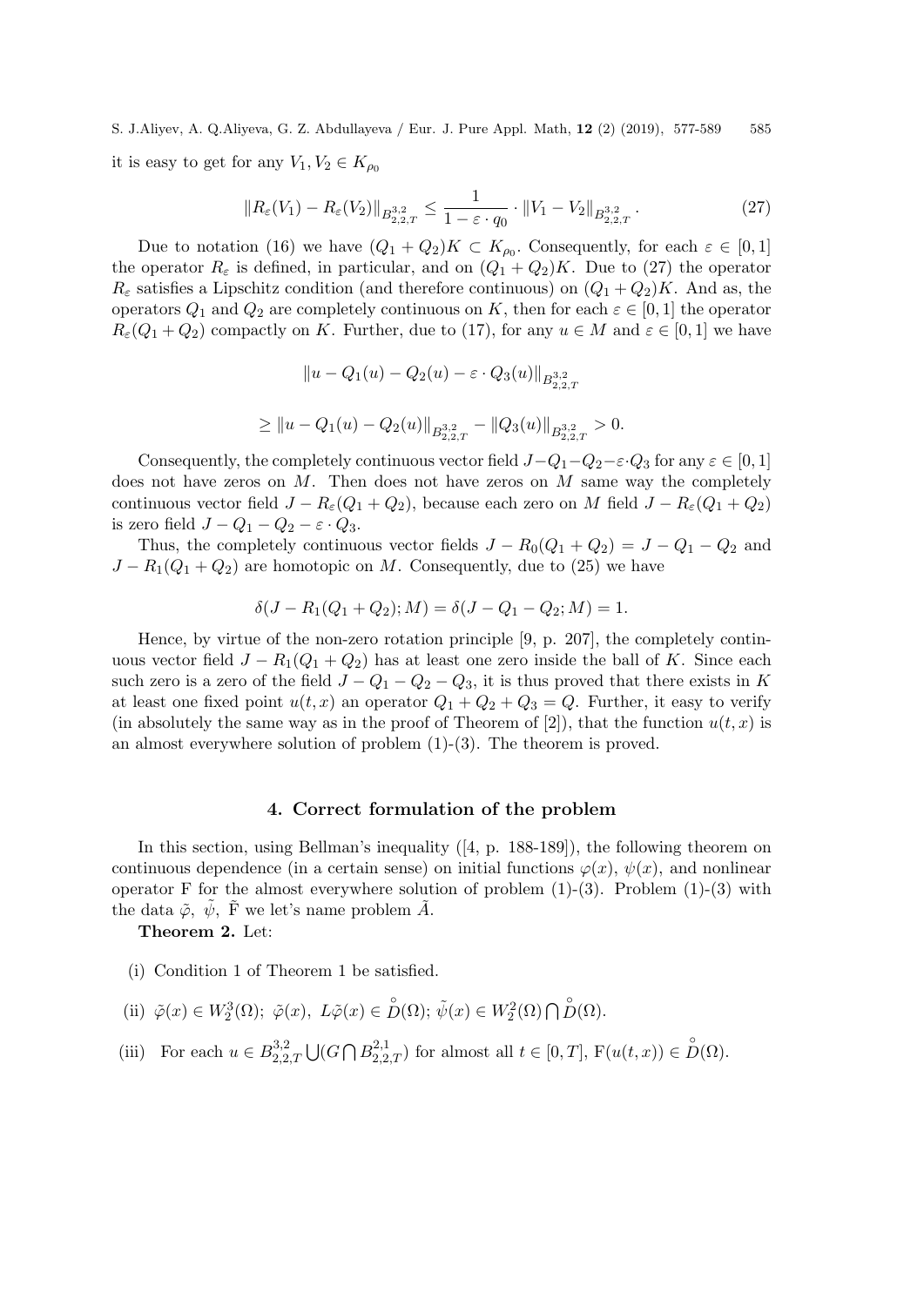it is easy to get for any $V_1, V_2 \in K_{\rho_0}$

$$\|R_\varepsilon(V_1) - R_\varepsilon(V_2)\|_{B^{3,2}_{2,2,T}} \leq \frac{1}{1 - \varepsilon \cdot q_0} \cdot \|V_1 - V_2\|_{B^{3,2}_{2,2,T}}. \tag{27}$$

Due to notation (16) we have $(Q_1 + Q_2)K \subset K_{\rho_0}$. Consequently, for each $\varepsilon \in [0, 1]$ the operator $R_\varepsilon$ is defined, in particular, and on $(Q_1 + Q_2)K$. Due to (27) the operator $R_\varepsilon$ satisfies a Lipschitz condition (and therefore continuous) on $(Q_1 + Q_2)K$. And as, the operators $Q_1$ and $Q_2$ are completely continuous on $K$, then for each $\varepsilon \in [0, 1]$ the operator $R_\varepsilon(Q_1 + Q_2)$ compactly on $K$. Further, due to (17), for any $u \in M$ and $\varepsilon \in [0, 1]$ we have

$$\|u - Q_1(u) - Q_2(u) - \varepsilon \cdot Q_3(u)\|_{B^{3,2}_{2,2,T}}$$

$$\geq \|u - Q_1(u) - Q_2(u)\|_{B^{3,2}_{2,2,T}} - \|Q_3(u)\|_{B^{3,2}_{2,2,T}} > 0.$$

Consequently, the completely continuous vector field $J - Q_1 - Q_2 - \varepsilon \cdot Q_3$ for any $\varepsilon \in [0, 1]$ does not have zeros on $M$. Then does not have zeros on $M$ same way the completely continuous vector field $J - R_\varepsilon(Q_1 + Q_2)$, because each zero on $M$ field $J - R_\varepsilon(Q_1 + Q_2)$ is zero field $J - Q_1 - Q_2 - \varepsilon \cdot Q_3$.

Thus, the completely continuous vector fields $J - R_0(Q_1 + Q_2) = J - Q_1 - Q_2$ and $J - R_1(Q_1 + Q_2)$ are homotopic on $M$. Consequently, due to (25) we have

$$\delta(J - R_1(Q_1 + Q_2); M) = \delta(J - Q_1 - Q_2; M) = 1.$$

Hence, by virtue of the non-zero rotation principle [9, p. 207], the completely continuous vector field $J - R_1(Q_1 + Q_2)$ has at least one zero inside the ball of $K$. Since each such zero is a zero of the field $J - Q_1 - Q_2 - Q_3$, it is thus proved that there exists in $K$ at least one fixed point $u(t, x)$ an operator $Q_1 + Q_2 + Q_3 = Q$. Further, it easy to verify (in absolutely the same way as in the proof of Theorem of [2]), that the function $u(t, x)$ is an almost everywhere solution of problem (1)-(3). The theorem is proved.

## 4. Correct formulation of the problem

In this section, using Bellman's inequality ([4, p. 188-189]), the following theorem on continuous dependence (in a certain sense) on initial functions $\varphi(x)$, $\psi(x)$, and nonlinear operator F for the almost everywhere solution of problem (1)-(3). Problem (1)-(3) with the data $\tilde{\varphi}$, $\tilde{\psi}$, $\tilde{\mathrm{F}}$ we let's name problem $\tilde{A}$.

**Theorem 2.** Let:

(i) Condition 1 of Theorem 1 be satisfied.

(ii) $\tilde{\varphi}(x) \in W_2^3(\Omega)$; $\tilde{\varphi}(x)$, $L\tilde{\varphi}(x) \in \overset{\circ}{D}(\Omega)$; $\tilde{\psi}(x) \in W_2^2(\Omega) \bigcap \overset{\circ}{D}(\Omega)$.

(iii) For each $u \in B^{3,2}_{2,2,T} \bigcup (G \bigcap B^{2,1}_{2,2,T})$ for almost all $t \in [0, T]$, $\mathrm{F}(u(t, x)) \in \overset{\circ}{D}(\Omega)$.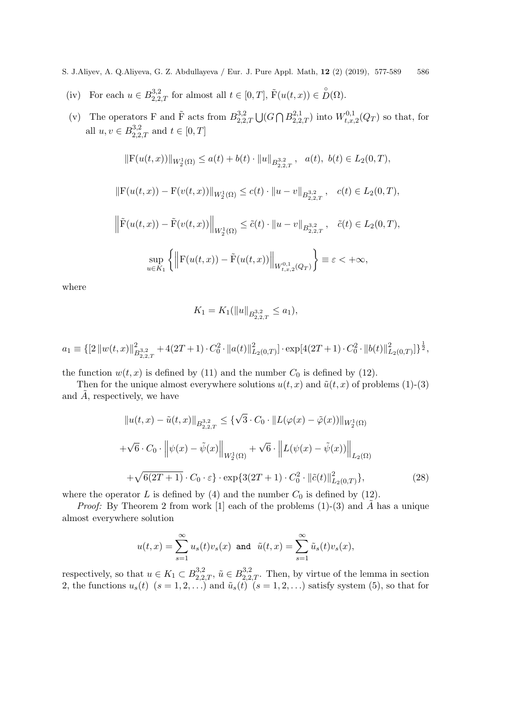(iv) For each $u \in B^{3,2}_{2,2,T}$ for almost all $t \in [0,T]$, $\tilde{\mathrm{F}}(u(t,x)) \in \overset{\circ}{D}(\Omega)$.

(v) The operators F and $\tilde{\mathrm{F}}$ acts from $B^{3,2}_{2,2,T} \bigcup (G \bigcap B^{2,1}_{2,2,T})$ into $W^{0,1}_{t,x,2}(Q_T)$ so that, for all $u, v \in B^{3,2}_{2,2,T}$ and $t \in [0,T]$

$$\|\mathrm{F}(u(t,x))\|_{W_2^1(\Omega)} \leq a(t) + b(t) \cdot \|u\|_{B^{3,2}_{2,2,T}}, \quad a(t),\ b(t) \in L_2(0,T),$$

$$\|\mathrm{F}(u(t,x)) - \mathrm{F}(v(t,x))\|_{W_2^1(\Omega)} \leq c(t) \cdot \|u - v\|_{B^{3,2}_{2,2,T}}, \quad c(t) \in L_2(0,T),$$

$$\left\|\tilde{\mathrm{F}}(u(t,x)) - \tilde{\mathrm{F}}(v(t,x))\right\|_{W_2^1(\Omega)} \leq \tilde{c}(t) \cdot \|u - v\|_{B^{3,2}_{2,2,T}}, \quad \tilde{c}(t) \in L_2(0,T),$$

$$\sup_{u \in K_1} \left\{ \left\| \mathrm{F}(u(t,x)) - \tilde{\mathrm{F}}(u(t,x)) \right\|_{W^{0,1}_{t,x,2}(Q_T)} \right\} \equiv \varepsilon < +\infty,$$

where

$$K_1 = K_1(\|u\|_{B^{3,2}_{2,2,T}} \leq a_1),$$

$$a_1 \equiv \{[2\,\|w(t,x)\|^2_{B^{3,2}_{2,2,T}} + 4(2T+1) \cdot C_0^2 \cdot \|a(t)\|^2_{L_2(0,T)}] \cdot \exp[4(2T+1) \cdot C_0^2 \cdot \|b(t)\|^2_{L_2(0,T)}]\}^{\frac{1}{2}},$$

the function $w(t,x)$ is defined by (11) and the number $C_0$ is defined by (12).

Then for the unique almost everywhere solutions $u(t,x)$ and $\tilde{u}(t,x)$ of problems (1)-(3) and $\tilde{A}$, respectively, we have

$$\|u(t,x) - \tilde{u}(t,x)\|_{B^{3,2}_{2,2,T}} \leq \{\sqrt{3} \cdot C_0 \cdot \|L(\varphi(x) - \tilde{\varphi}(x))\|_{W_2^1(\Omega)}$$

$$+ \sqrt{6} \cdot C_0 \cdot \left\|\psi(x) - \tilde{\psi}(x)\right\|_{W_2^1(\Omega)} + \sqrt{6} \cdot \left\|L(\psi(x) - \tilde{\psi}(x))\right\|_{L_2(\Omega)}$$

$$+ \sqrt{6(2T+1)} \cdot C_0 \cdot \varepsilon\} \cdot \exp\{3(2T+1) \cdot C_0^2 \cdot \|\tilde{c}(t)\|^2_{L_2(0,T)}\}, \tag{28}$$

where the operator $L$ is defined by (4) and the number $C_0$ is defined by (12).

*Proof:* By Theorem 2 from work [1] each of the problems (1)-(3) and $\tilde{A}$ has a unique almost everywhere solution

$$u(t,x) = \sum_{s=1}^{\infty} u_s(t) v_s(x) \ \ \texttt{and} \ \ \tilde{u}(t,x) = \sum_{s=1}^{\infty} \tilde{u}_s(t) v_s(x),$$

respectively, so that $u \in K_1 \subset B^{3,2}_{2,2,T}$, $\tilde{u} \in B^{3,2}_{2,2,T}$. Then, by virtue of the lemma in section 2, the functions $u_s(t)$ $(s = 1, 2, \ldots)$ and $\tilde{u}_s(t)$ $(s = 1, 2, \ldots)$ satisfy system (5), so that for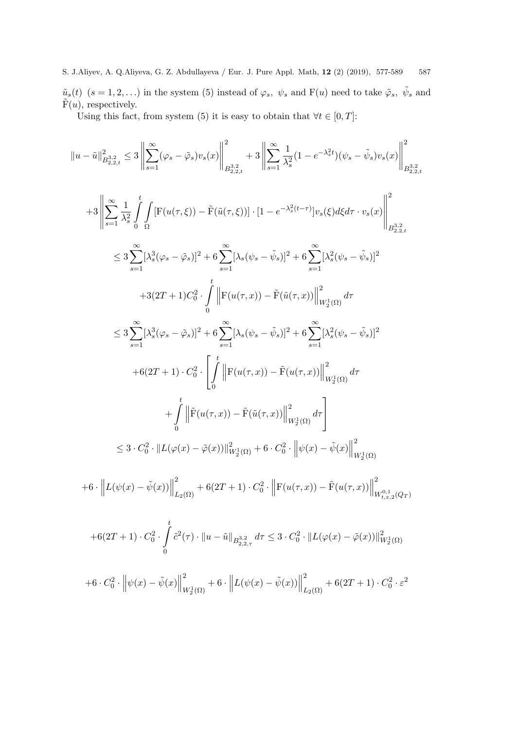$\tilde{u}_s(t)$ $(s = 1, 2, \ldots)$ in the system (5) instead of $\varphi_s$, $\psi_s$ and $\mathrm{F}(u)$ need to take $\tilde{\varphi}_s$, $\tilde{\psi}_s$ and $\tilde{\mathrm{F}}(u)$, respectively.

Using this fact, from system (5) it is easy to obtain that $\forall t \in [0, T]$:

$$
\|u - \tilde{u}\|^2_{B^{3,2}_{2,2,t}} \leq 3 \left\| \sum_{s=1}^{\infty} (\varphi_s - \tilde{\varphi}_s) v_s(x) \right\|^2_{B^{3,2}_{2,2,t}} + 3 \left\| \sum_{s=1}^{\infty} \frac{1}{\lambda_s^2} (1 - e^{-\lambda_s^2 t}) (\psi_s - \tilde{\psi}_s) v_s(x) \right\|^2_{B^{3,2}_{2,2,t}}
$$

$$
+3 \left\| \sum_{s=1}^{\infty} \frac{1}{\lambda_s^2} \int_0^t \int_\Omega [\mathrm{F}(u(\tau, \xi)) - \tilde{\mathrm{F}}(\tilde{u}(\tau, \xi))] \cdot [1 - e^{-\lambda_s^2 (t - \tau)}] v_s(\xi) d\xi d\tau \cdot v_s(x) \right\|^2_{B^{3,2}_{2,2,t}}
$$

$$
\leq 3 \sum_{s=1}^{\infty} [\lambda_s^3 (\varphi_s - \tilde{\varphi}_s)]^2 + 6 \sum_{s=1}^{\infty} [\lambda_s (\psi_s - \tilde{\psi}_s)]^2 + 6 \sum_{s=1}^{\infty} [\lambda_s^2 (\psi_s - \tilde{\psi}_s)]^2
$$

$$
+3(2T + 1) C_0^2 \cdot \int_0^t \left\| \mathrm{F}(u(\tau, x)) - \tilde{\mathrm{F}}(\tilde{u}(\tau, x)) \right\|^2_{W_2^1(\Omega)} d\tau
$$

$$
\leq 3 \sum_{s=1}^{\infty} [\lambda_s^3 (\varphi_s - \tilde{\varphi}_s)]^2 + 6 \sum_{s=1}^{\infty} [\lambda_s (\psi_s - \tilde{\psi}_s)]^2 + 6 \sum_{s=1}^{\infty} [\lambda_s^2 (\psi_s - \tilde{\psi}_s)]^2
$$

$$
+6(2T + 1) \cdot C_0^2 \cdot \left[ \int_0^t \left\| \mathrm{F}(u(\tau, x)) - \tilde{\mathrm{F}}(u(\tau, x)) \right\|^2_{W_2^1(\Omega)} d\tau \right.
$$

$$
\left. + \int_0^t \left\| \tilde{\mathrm{F}}(u(\tau, x)) - \tilde{\mathrm{F}}(\tilde{u}(\tau, x)) \right\|^2_{W_2^1(\Omega)} d\tau \right]
$$

$$
\leq 3 \cdot C_0^2 \cdot \|L(\varphi(x) - \tilde{\varphi}(x))\|^2_{W_2^1(\Omega)} + 6 \cdot C_0^2 \cdot \left\| \psi(x) - \tilde{\psi}(x) \right\|^2_{W_2^1(\Omega)}
$$

$$
+6 \cdot \left\| L(\psi(x) - \tilde{\psi}(x)) \right\|^2_{L_2(\Omega)} + 6(2T + 1) \cdot C_0^2 \cdot \left\| \mathrm{F}(u(\tau, x)) - \tilde{\mathrm{F}}(u(\tau, x)) \right\|^2_{W^{0,1}_{t,x,2}(Q_T)}
$$

$$
+6(2T + 1) \cdot C_0^2 \cdot \int_0^t \tilde{c}^2(\tau) \cdot \|u - \tilde{u}\|_{B^{3,2}_{2,2,\tau}} d\tau \leq 3 \cdot C_0^2 \cdot \|L(\varphi(x) - \tilde{\varphi}(x))\|^2_{W_2^1(\Omega)}
$$

$$
+6 \cdot C_0^2 \cdot \left\| \psi(x) - \tilde{\psi}(x) \right\|^2_{W_2^1(\Omega)} + 6 \cdot \left\| L(\psi(x) - \tilde{\psi}(x)) \right\|^2_{L_2(\Omega)} + 6(2T + 1) \cdot C_0^2 \cdot \varepsilon^2
$$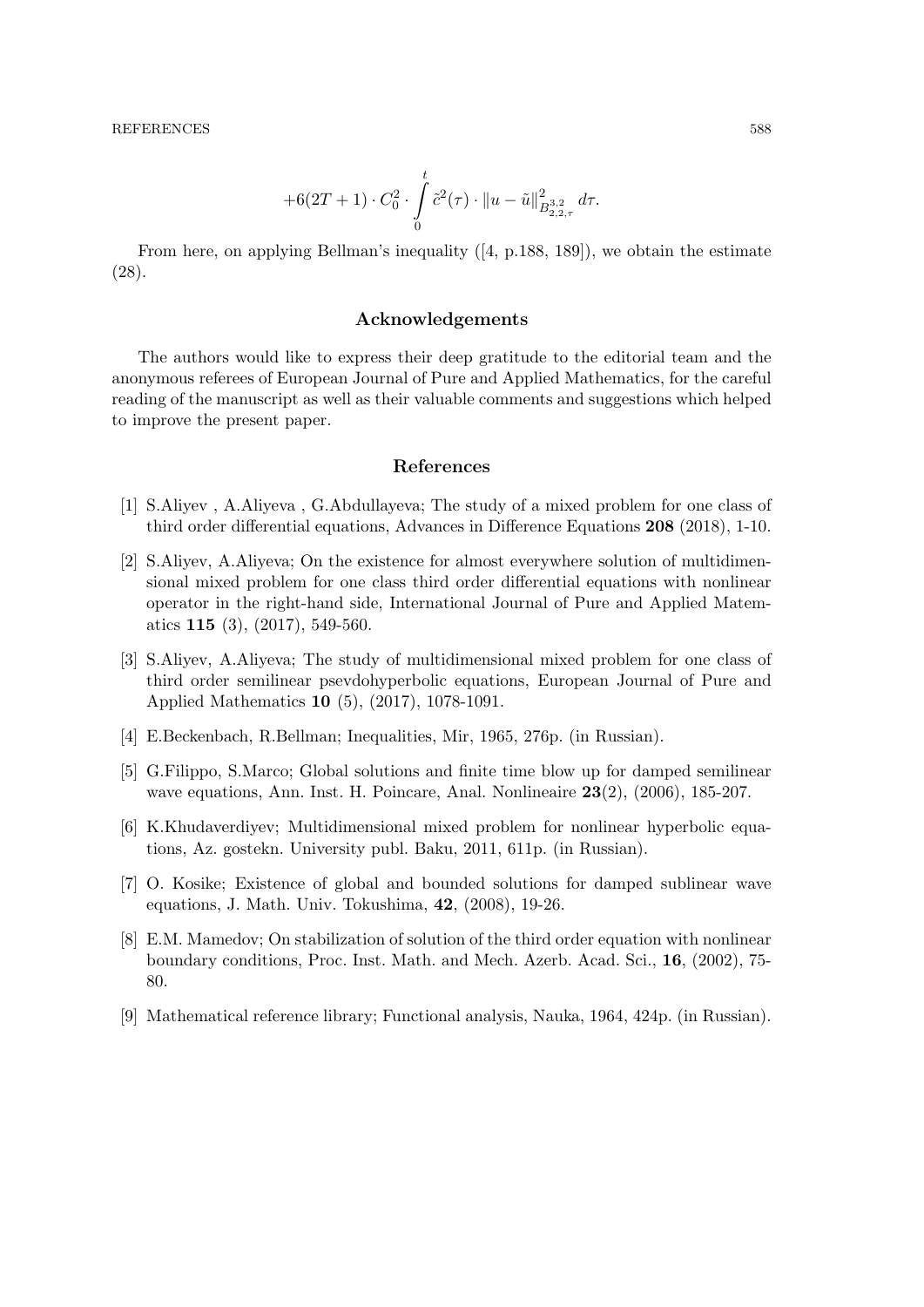$$+6(2T+1)\cdot C_0^2\cdot\int_0^t \tilde{c}^2(\tau)\cdot\|u-\tilde{u}\|^2_{B^{3,2}_{2,2,\tau}}\,d\tau.$$

From here, on applying Bellman's inequality ([4, p.188, 189]), we obtain the estimate (28).

## Acknowledgements

The authors would like to express their deep gratitude to the editorial team and the anonymous referees of European Journal of Pure and Applied Mathematics, for the careful reading of the manuscript as well as their valuable comments and suggestions which helped to improve the present paper.

## References

[1] S.Aliyev , A.Aliyeva , G.Abdullayeva; The study of a mixed problem for one class of third order differential equations, Advances in Difference Equations **208** (2018), 1-10.

[2] S.Aliyev, A.Aliyeva; On the existence for almost everywhere solution of multidimensional mixed problem for one class third order differential equations with nonlinear operator in the right-hand side, International Journal of Pure and Applied Matematics **115** (3), (2017), 549-560.

[3] S.Aliyev, A.Aliyeva; The study of multidimensional mixed problem for one class of third order semilinear psevdohyperbolic equations, European Journal of Pure and Applied Mathematics **10** (5), (2017), 1078-1091.

[4] E.Beckenbach, R.Bellman; Inequalities, Mir, 1965, 276p. (in Russian).

[5] G.Filippo, S.Marco; Global solutions and finite time blow up for damped semilinear wave equations, Ann. Inst. H. Poincare, Anal. Nonlineaire **23**(2), (2006), 185-207.

[6] K.Khudaverdiyev; Multidimensional mixed problem for nonlinear hyperbolic equations, Az. gostekn. University publ. Baku, 2011, 611p. (in Russian).

[7] O. Kosike; Existence of global and bounded solutions for damped sublinear wave equations, J. Math. Univ. Tokushima, **42**, (2008), 19-26.

[8] E.M. Mamedov; On stabilization of solution of the third order equation with nonlinear boundary conditions, Proc. Inst. Math. and Mech. Azerb. Acad. Sci., **16**, (2002), 75-80.

[9] Mathematical reference library; Functional analysis, Nauka, 1964, 424p. (in Russian).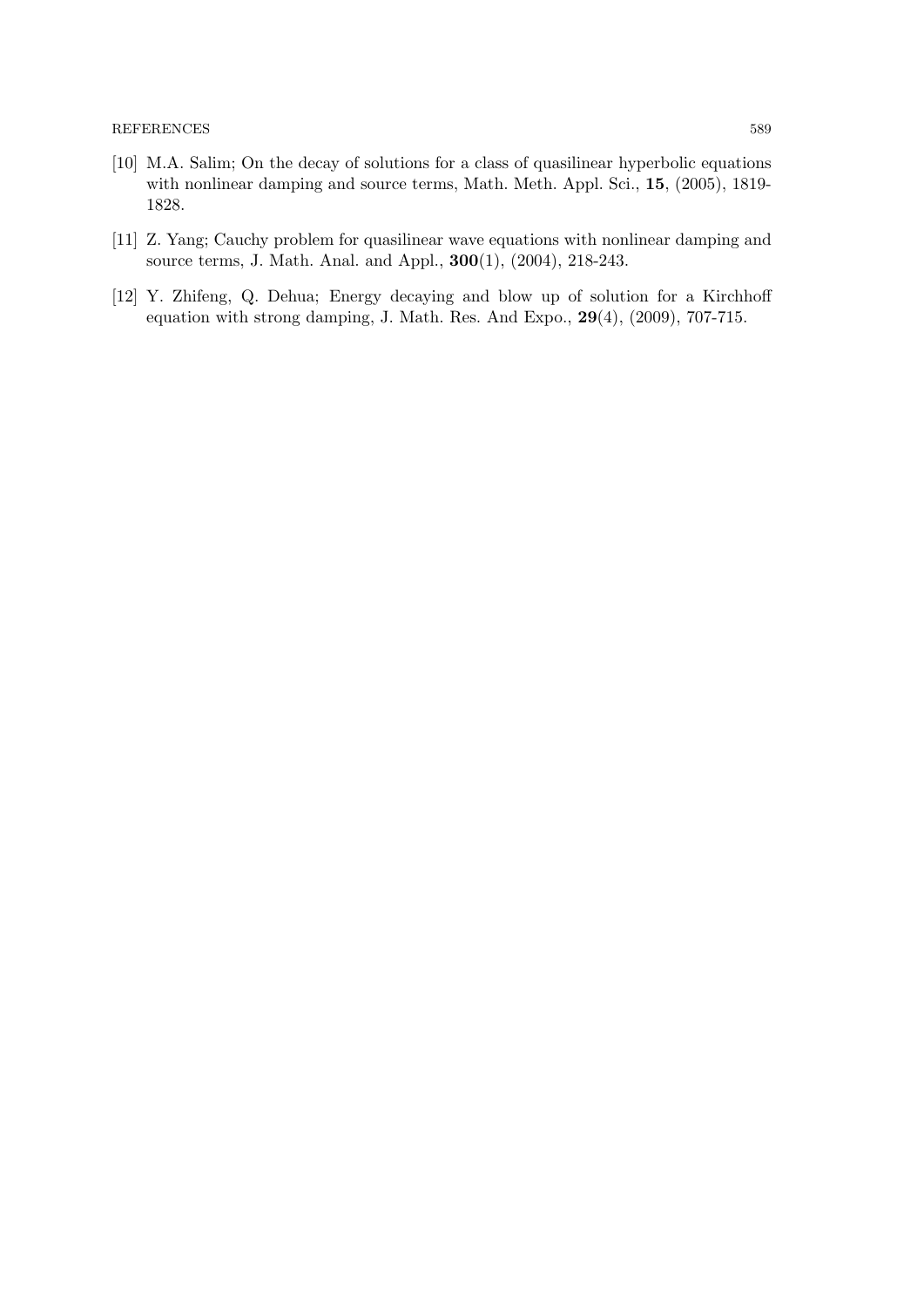[10] M.A. Salim; On the decay of solutions for a class of quasilinear hyperbolic equations with nonlinear damping and source terms, Math. Meth. Appl. Sci., **15**, (2005), 1819-1828.

[11] Z. Yang; Cauchy problem for quasilinear wave equations with nonlinear damping and source terms, J. Math. Anal. and Appl., **300**(1), (2004), 218-243.

[12] Y. Zhifeng, Q. Dehua; Energy decaying and blow up of solution for a Kirchhoff equation with strong damping, J. Math. Res. And Expo., **29**(4), (2009), 707-715.